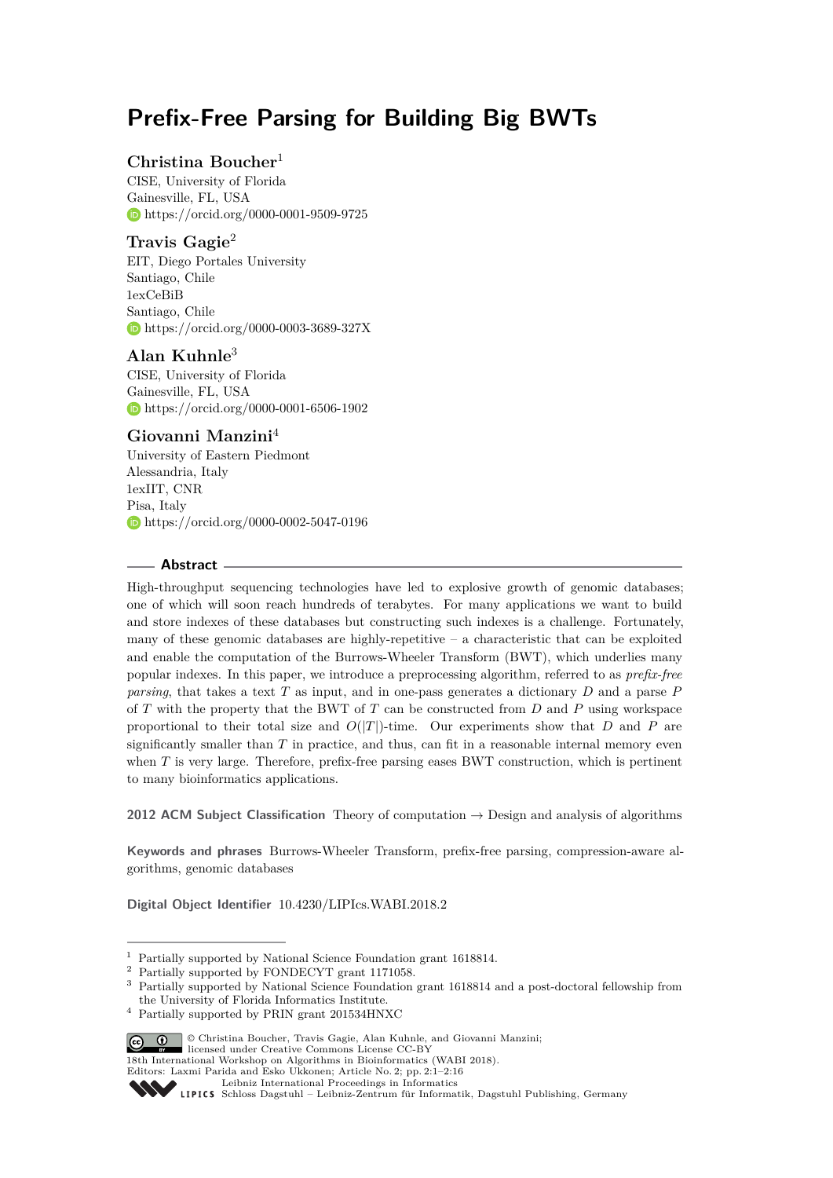# Prefix-Free Parsing for Building Big BWTs

**Christina Boucher**[1]
CISE, University of Florida
Gainesville, FL, USA
https://orcid.org/0000-0001-9509-9725

**Travis Gagie**[2]
EIT, Diego Portales University
Santiago, Chile
1exCeBiB
Santiago, Chile
https://orcid.org/0000-0003-3689-327X

**Alan Kuhnle**[3]
CISE, University of Florida
Gainesville, FL, USA
https://orcid.org/0000-0001-6506-1902

**Giovanni Manzini**[4]
University of Eastern Piedmont
Alessandria, Italy
1exIIT, CNR
Pisa, Italy
https://orcid.org/0000-0002-5047-0196

## Abstract

High-throughput sequencing technologies have led to explosive growth of genomic databases; one of which will soon reach hundreds of terabytes. For many applications we want to build and store indexes of these databases but constructing such indexes is a challenge. Fortunately, many of these genomic databases are highly-repetitive – a characteristic that can be exploited and enable the computation of the Burrows-Wheeler Transform (BWT), which underlies many popular indexes. In this paper, we introduce a preprocessing algorithm, referred to as *prefix-free parsing*, that takes a text $T$ as input, and in one-pass generates a dictionary $D$ and a parse $P$ of $T$ with the property that the BWT of $T$ can be constructed from $D$ and $P$ using workspace proportional to their total size and $O(|T|)$-time. Our experiments show that $D$ and $P$ are significantly smaller than $T$ in practice, and thus, can fit in a reasonable internal memory even when $T$ is very large. Therefore, prefix-free parsing eases BWT construction, which is pertinent to many bioinformatics applications.

**2012 ACM Subject Classification** Theory of computation → Design and analysis of algorithms

**Keywords and phrases** Burrows-Wheeler Transform, prefix-free parsing, compression-aware algorithms, genomic databases

**Digital Object Identifier** 10.4230/LIPIcs.WABI.2018.2

---

[1] Partially supported by National Science Foundation grant 1618814.
[2] Partially supported by FONDECYT grant 1171058.
[3] Partially supported by National Science Foundation grant 1618814 and a post-doctoral fellowship from the University of Florida Informatics Institute.
[4] Partially supported by PRIN grant 201534HNXC

© Christina Boucher, Travis Gagie, Alan Kuhnle, and Giovanni Manzini;
licensed under Creative Commons License CC-BY
18th International Workshop on Algorithms in Bioinformatics (WABI 2018).
Editors: Laxmi Parida and Esko Ukkonen; Article No. 2; pp. 2:1–2:16
Leibniz International Proceedings in Informatics
LIPICS Schloss Dagstuhl – Leibniz-Zentrum für Informatik, Dagstuhl Publishing, Germany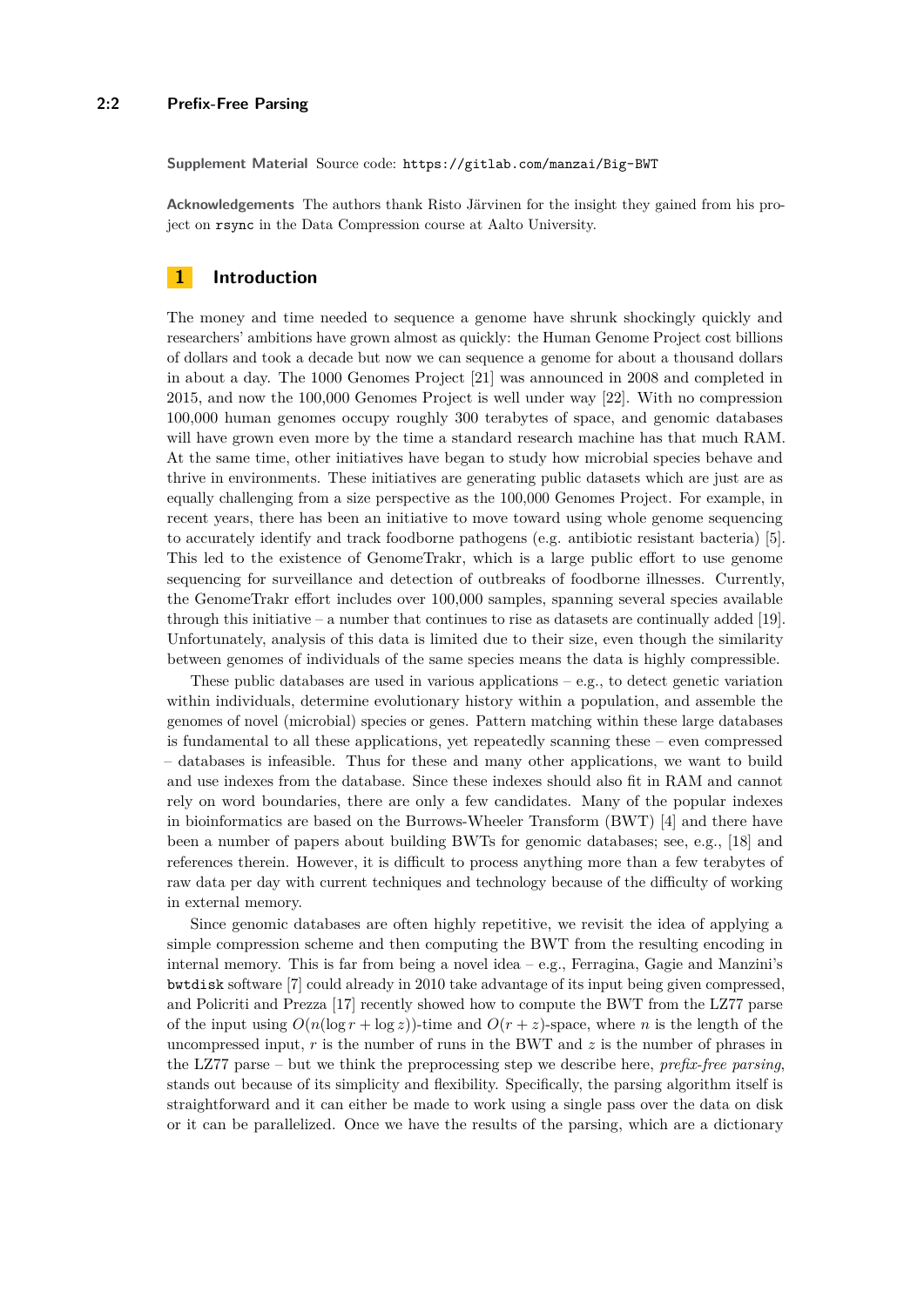**Supplement Material** Source code: `https://gitlab.com/manzai/Big-BWT`

**Acknowledgements** The authors thank Risto Järvinen for the insight they gained from his project on `rsync` in the Data Compression course at Aalto University.

## 1 Introduction

The money and time needed to sequence a genome have shrunk shockingly quickly and researchers' ambitions have grown almost as quickly: the Human Genome Project cost billions of dollars and took a decade but now we can sequence a genome for about a thousand dollars in about a day. The 1000 Genomes Project [21] was announced in 2008 and completed in 2015, and now the 100,000 Genomes Project is well under way [22]. With no compression 100,000 human genomes occupy roughly 300 terabytes of space, and genomic databases will have grown even more by the time a standard research machine has that much RAM. At the same time, other initiatives have began to study how microbial species behave and thrive in environments. These initiatives are generating public datasets which are just are as equally challenging from a size perspective as the 100,000 Genomes Project. For example, in recent years, there has been an initiative to move toward using whole genome sequencing to accurately identify and track foodborne pathogens (e.g. antibiotic resistant bacteria) [5]. This led to the existence of GenomeTrakr, which is a large public effort to use genome sequencing for surveillance and detection of outbreaks of foodborne illnesses. Currently, the GenomeTrakr effort includes over 100,000 samples, spanning several species available through this initiative – a number that continues to rise as datasets are continually added [19]. Unfortunately, analysis of this data is limited due to their size, even though the similarity between genomes of individuals of the same species means the data is highly compressible.

These public databases are used in various applications – e.g., to detect genetic variation within individuals, determine evolutionary history within a population, and assemble the genomes of novel (microbial) species or genes. Pattern matching within these large databases is fundamental to all these applications, yet repeatedly scanning these – even compressed – databases is infeasible. Thus for these and many other applications, we want to build and use indexes from the database. Since these indexes should also fit in RAM and cannot rely on word boundaries, there are only a few candidates. Many of the popular indexes in bioinformatics are based on the Burrows-Wheeler Transform (BWT) [4] and there have been a number of papers about building BWTs for genomic databases; see, e.g., [18] and references therein. However, it is difficult to process anything more than a few terabytes of raw data per day with current techniques and technology because of the difficulty of working in external memory.

Since genomic databases are often highly repetitive, we revisit the idea of applying a simple compression scheme and then computing the BWT from the resulting encoding in internal memory. This is far from being a novel idea – e.g., Ferragina, Gagie and Manzini's `bwtdisk` software [7] could already in 2010 take advantage of its input being given compressed, and Policriti and Prezza [17] recently showed how to compute the BWT from the LZ77 parse of the input using $O(n(\log r + \log z))$-time and $O(r + z)$-space, where $n$ is the length of the uncompressed input, $r$ is the number of runs in the BWT and $z$ is the number of phrases in the LZ77 parse – but we think the preprocessing step we describe here, *prefix-free parsing*, stands out because of its simplicity and flexibility. Specifically, the parsing algorithm itself is straightforward and it can either be made to work using a single pass over the data on disk or it can be parallelized. Once we have the results of the parsing, which are a dictionary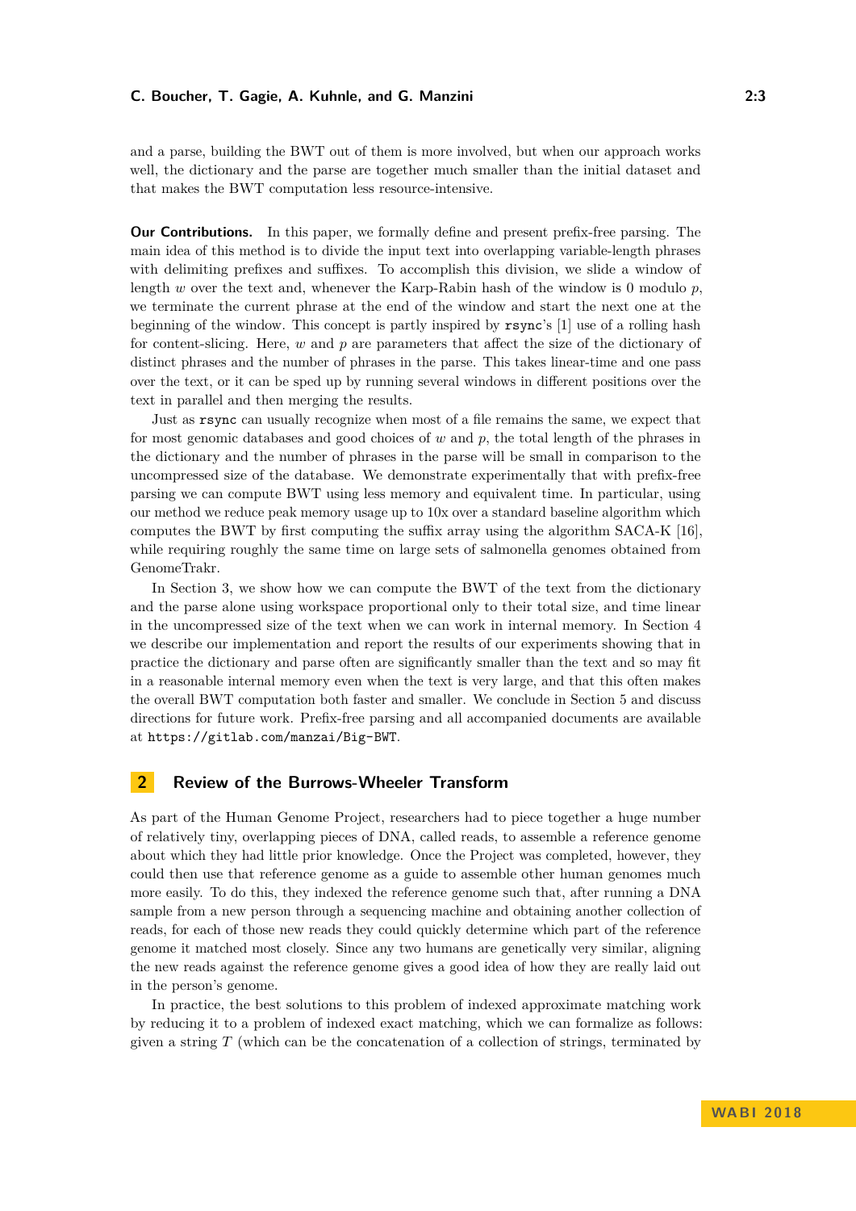and a parse, building the BWT out of them is more involved, but when our approach works well, the dictionary and the parse are together much smaller than the initial dataset and that makes the BWT computation less resource-intensive.

**Our Contributions.** In this paper, we formally define and present prefix-free parsing. The main idea of this method is to divide the input text into overlapping variable-length phrases with delimiting prefixes and suffixes. To accomplish this division, we slide a window of length $w$ over the text and, whenever the Karp-Rabin hash of the window is 0 modulo $p$, we terminate the current phrase at the end of the window and start the next one at the beginning of the window. This concept is partly inspired by `rsync`'s [1] use of a rolling hash for content-slicing. Here, $w$ and $p$ are parameters that affect the size of the dictionary of distinct phrases and the number of phrases in the parse. This takes linear-time and one pass over the text, or it can be sped up by running several windows in different positions over the text in parallel and then merging the results.

Just as `rsync` can usually recognize when most of a file remains the same, we expect that for most genomic databases and good choices of $w$ and $p$, the total length of the phrases in the dictionary and the number of phrases in the parse will be small in comparison to the uncompressed size of the database. We demonstrate experimentally that with prefix-free parsing we can compute BWT using less memory and equivalent time. In particular, using our method we reduce peak memory usage up to 10x over a standard baseline algorithm which computes the BWT by first computing the suffix array using the algorithm SACA-K [16], while requiring roughly the same time on large sets of salmonella genomes obtained from GenomeTrakr.

In Section 3, we show how we can compute the BWT of the text from the dictionary and the parse alone using workspace proportional only to their total size, and time linear in the uncompressed size of the text when we can work in internal memory. In Section 4 we describe our implementation and report the results of our experiments showing that in practice the dictionary and parse often are significantly smaller than the text and so may fit in a reasonable internal memory even when the text is very large, and that this often makes the overall BWT computation both faster and smaller. We conclude in Section 5 and discuss directions for future work. Prefix-free parsing and all accompanied documents are available at `https://gitlab.com/manzai/Big-BWT`.

## 2 Review of the Burrows-Wheeler Transform

As part of the Human Genome Project, researchers had to piece together a huge number of relatively tiny, overlapping pieces of DNA, called reads, to assemble a reference genome about which they had little prior knowledge. Once the Project was completed, however, they could then use that reference genome as a guide to assemble other human genomes much more easily. To do this, they indexed the reference genome such that, after running a DNA sample from a new person through a sequencing machine and obtaining another collection of reads, for each of those new reads they could quickly determine which part of the reference genome it matched most closely. Since any two humans are genetically very similar, aligning the new reads against the reference genome gives a good idea of how they are really laid out in the person's genome.

In practice, the best solutions to this problem of indexed approximate matching work by reducing it to a problem of indexed exact matching, which we can formalize as follows: given a string $T$ (which can be the concatenation of a collection of strings, terminated by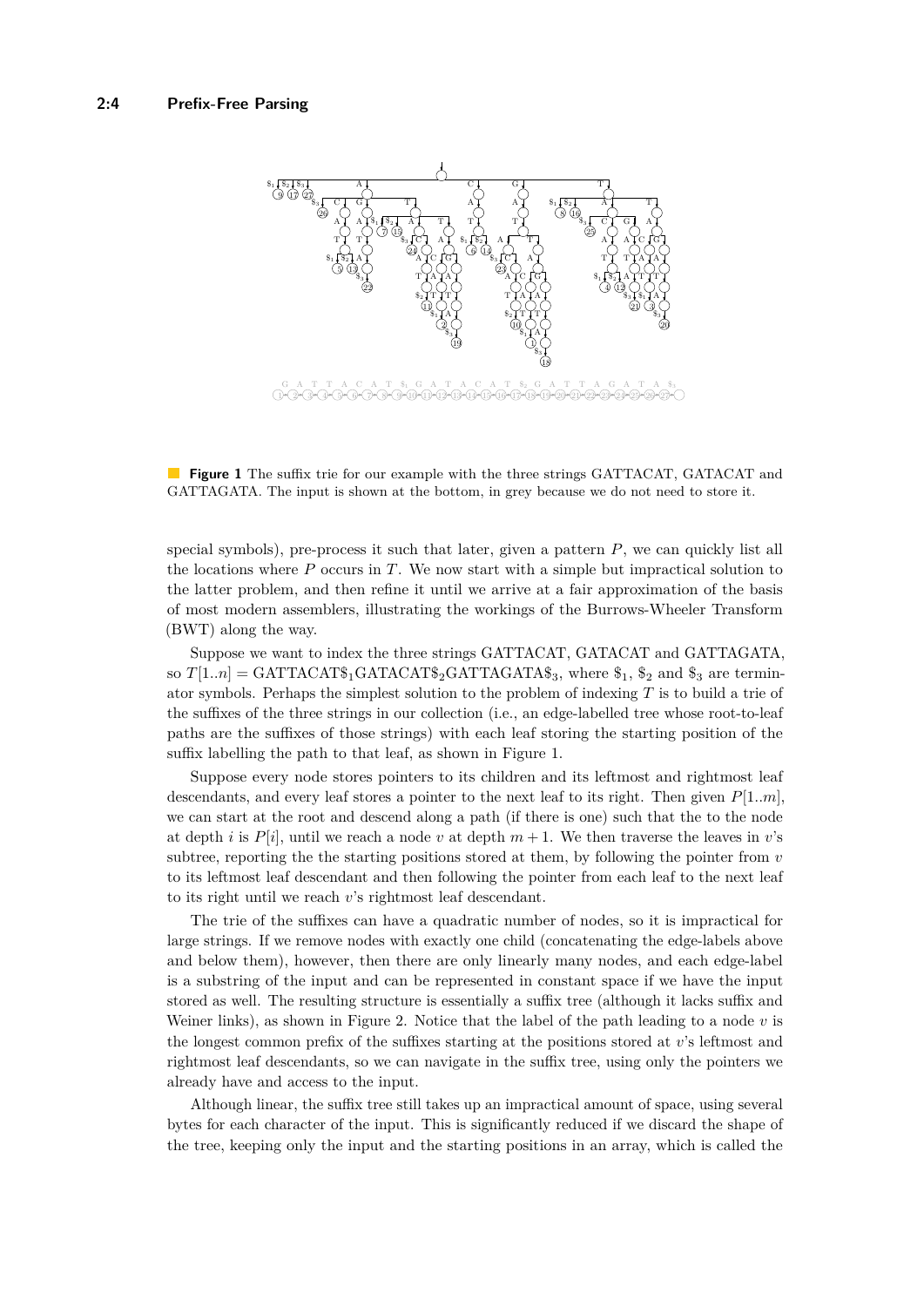**Figure 1** The suffix trie for our example with the three strings GATTACAT, GATACAT and GATTAGATA. The input is shown at the bottom, in grey because we do not need to store it.

special symbols), pre-process it such that later, given a pattern $P$, we can quickly list all the locations where $P$ occurs in $T$. We now start with a simple but impractical solution to the latter problem, and then refine it until we arrive at a fair approximation of the basis of most modern assemblers, illustrating the workings of the Burrows-Wheeler Transform (BWT) along the way.

Suppose we want to index the three strings GATTACAT, GATACAT and GATTAGATA, so $T[1..n] = \mathrm{GATTACAT\$_1GATACAT\$_2GATTAGATA\$_3}$, where $\$_1$, $\$_2$ and $\$_3$ are terminator symbols. Perhaps the simplest solution to the problem of indexing $T$ is to build a trie of the suffixes of the three strings in our collection (i.e., an edge-labelled tree whose root-to-leaf paths are the suffixes of those strings) with each leaf storing the starting position of the suffix labelling the path to that leaf, as shown in Figure 1.

Suppose every node stores pointers to its children and its leftmost and rightmost leaf descendants, and every leaf stores a pointer to the next leaf to its right. Then given $P[1..m]$, we can start at the root and descend along a path (if there is one) such that the to the node at depth $i$ is $P[i]$, until we reach a node $v$ at depth $m + 1$. We then traverse the leaves in $v$'s subtree, reporting the the starting positions stored at them, by following the pointer from $v$ to its leftmost leaf descendant and then following the pointer from each leaf to the next leaf to its right until we reach $v$'s rightmost leaf descendant.

The trie of the suffixes can have a quadratic number of nodes, so it is impractical for large strings. If we remove nodes with exactly one child (concatenating the edge-labels above and below them), however, then there are only linearly many nodes, and each edge-label is a substring of the input and can be represented in constant space if we have the input stored as well. The resulting structure is essentially a suffix tree (although it lacks suffix and Weiner links), as shown in Figure 2. Notice that the label of the path leading to a node $v$ is the longest common prefix of the suffixes starting at the positions stored at $v$'s leftmost and rightmost leaf descendants, so we can navigate in the suffix tree, using only the pointers we already have and access to the input.

Although linear, the suffix tree still takes up an impractical amount of space, using several bytes for each character of the input. This is significantly reduced if we discard the shape of the tree, keeping only the input and the starting positions in an array, which is called the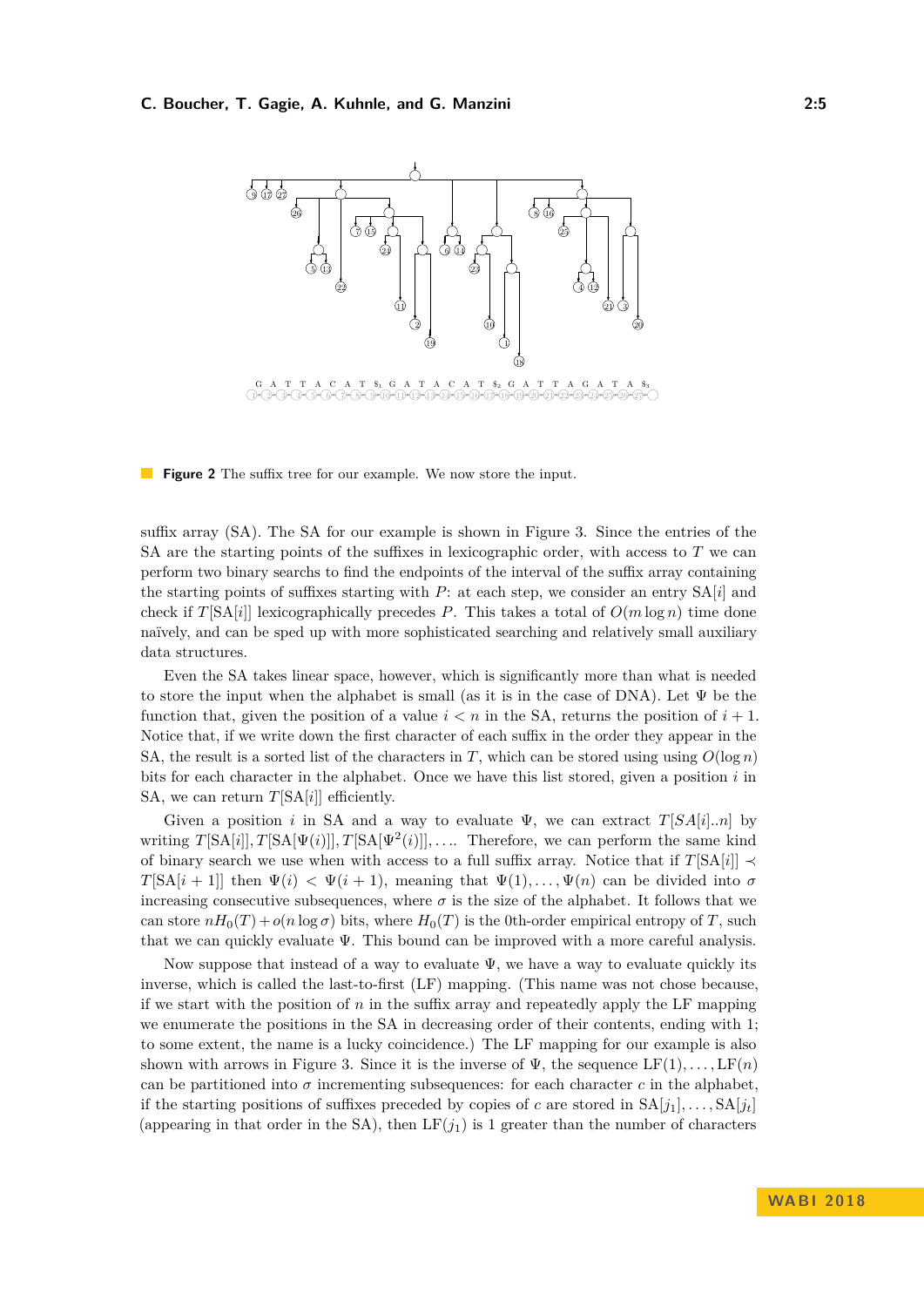**Figure 2** The suffix tree for our example. We now store the input.

suffix array (SA). The SA for our example is shown in Figure 3. Since the entries of the SA are the starting points of the suffixes in lexicographic order, with access to $T$ we can perform two binary searchs to find the endpoints of the interval of the suffix array containing the starting points of suffixes starting with $P$: at each step, we consider an entry $\mathrm{SA}[i]$ and check if $T[\mathrm{SA}[i]]$ lexicographically precedes $P$. This takes a total of $O(m \log n)$ time done naïvely, and can be sped up with more sophisticated searching and relatively small auxiliary data structures.

Even the SA takes linear space, however, which is significantly more than what is needed to store the input when the alphabet is small (as it is in the case of DNA). Let $\Psi$ be the function that, given the position of a value $i < n$ in the SA, returns the position of $i + 1$. Notice that, if we write down the first character of each suffix in the order they appear in the SA, the result is a sorted list of the characters in $T$, which can be stored using using $O(\log n)$ bits for each character in the alphabet. Once we have this list stored, given a position $i$ in SA, we can return $T[\mathrm{SA}[i]]$ efficiently.

Given a position $i$ in SA and a way to evaluate $\Psi$, we can extract $T[SA[i]..n]$ by writing $T[\mathrm{SA}[i]], T[\mathrm{SA}[\Psi(i)]], T[\mathrm{SA}[\Psi^2(i)]], \ldots$. Therefore, we can perform the same kind of binary search we use when with access to a full suffix array. Notice that if $T[\mathrm{SA}[i]] \prec T[\mathrm{SA}[i+1]]$ then $\Psi(i) < \Psi(i+1)$, meaning that $\Psi(1), \ldots, \Psi(n)$ can be divided into $\sigma$ increasing consecutive subsequences, where $\sigma$ is the size of the alphabet. It follows that we can store $nH_0(T) + o(n \log \sigma)$ bits, where $H_0(T)$ is the 0th-order empirical entropy of $T$, such that we can quickly evaluate $\Psi$. This bound can be improved with a more careful analysis.

Now suppose that instead of a way to evaluate $\Psi$, we have a way to evaluate quickly its inverse, which is called the last-to-first (LF) mapping. (This name was not chose because, if we start with the position of $n$ in the suffix array and repeatedly apply the LF mapping we enumerate the positions in the SA in decreasing order of their contents, ending with 1; to some extent, the name is a lucky coincidence.) The LF mapping for our example is also shown with arrows in Figure 3. Since it is the inverse of $\Psi$, the sequence $\mathrm{LF}(1), \ldots, \mathrm{LF}(n)$ can be partitioned into $\sigma$ incrementing subsequences: for each character $c$ in the alphabet, if the starting positions of suffixes preceded by copies of $c$ are stored in $\mathrm{SA}[j_1], \ldots, \mathrm{SA}[j_t]$ (appearing in that order in the SA), then $\mathrm{LF}(j_1)$ is 1 greater than the number of characters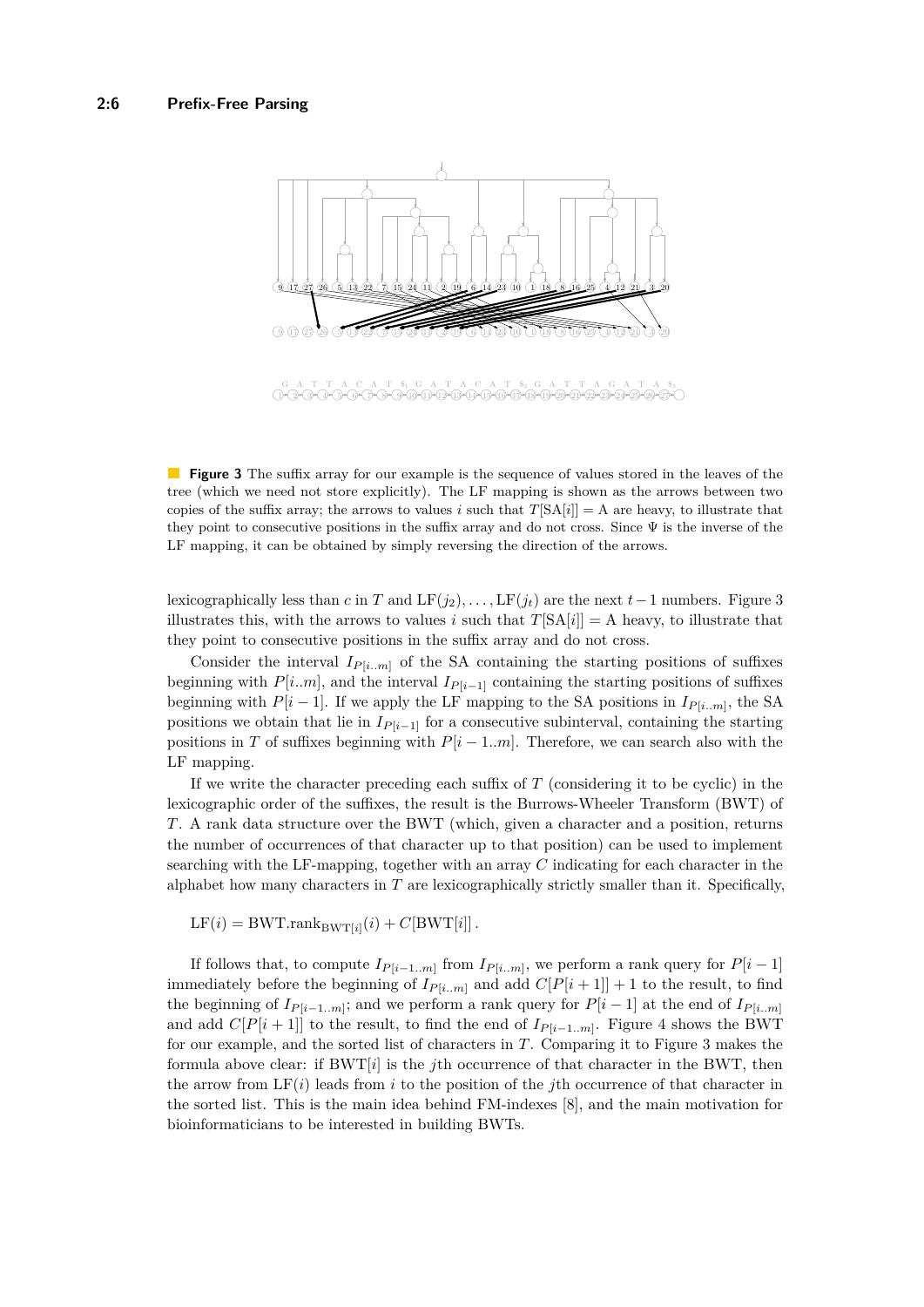**Figure 3** The suffix array for our example is the sequence of values stored in the leaves of the tree (which we need not store explicitly). The LF mapping is shown as the arrows between two copies of the suffix array; the arrows to values $i$ such that $T[\mathrm{SA}[i]] = \mathrm{A}$ are heavy, to illustrate that they point to consecutive positions in the suffix array and do not cross. Since $\Psi$ is the inverse of the LF mapping, it can be obtained by simply reversing the direction of the arrows.

lexicographically less than $c$ in $T$ and $\mathrm{LF}(j_2), \ldots, \mathrm{LF}(j_t)$ are the next $t-1$ numbers. Figure 3 illustrates this, with the arrows to values $i$ such that $T[\mathrm{SA}[i]] = \mathrm{A}$ heavy, to illustrate that they point to consecutive positions in the suffix array and do not cross.

Consider the interval $I_{P[i..m]}$ of the SA containing the starting positions of suffixes beginning with $P[i..m]$, and the interval $I_{P[i-1]}$ containing the starting positions of suffixes beginning with $P[i-1]$. If we apply the LF mapping to the SA positions in $I_{P[i..m]}$, the SA positions we obtain that lie in $I_{P[i-1]}$ for a consecutive subinterval, containing the starting positions in $T$ of suffixes beginning with $P[i-1..m]$. Therefore, we can search also with the LF mapping.

If we write the character preceding each suffix of $T$ (considering it to be cyclic) in the lexicographic order of the suffixes, the result is the Burrows-Wheeler Transform (BWT) of $T$. A rank data structure over the BWT (which, given a character and a position, returns the number of occurrences of that character up to that position) can be used to implement searching with the LF-mapping, together with an array $C$ indicating for each character in the alphabet how many characters in $T$ are lexicographically strictly smaller than it. Specifically,

$$\mathrm{LF}(i) = \mathrm{BWT.rank}_{\mathrm{BWT}[i]}(i) + C[\mathrm{BWT}[i]]\,.$$

If follows that, to compute $I_{P[i-1..m]}$ from $I_{P[i..m]}$, we perform a rank query for $P[i-1]$ immediately before the beginning of $I_{P[i..m]}$ and add $C[P[i+1]] + 1$ to the result, to find the beginning of $I_{P[i-1..m]}$; and we perform a rank query for $P[i-1]$ at the end of $I_{P[i..m]}$ and add $C[P[i+1]]$ to the result, to find the end of $I_{P[i-1..m]}$. Figure 4 shows the BWT for our example, and the sorted list of characters in $T$. Comparing it to Figure 3 makes the formula above clear: if $\mathrm{BWT}[i]$ is the $j$th occurrence of that character in the BWT, then the arrow from $\mathrm{LF}(i)$ leads from $i$ to the position of the $j$th occurrence of that character in the sorted list. This is the main idea behind FM-indexes [8], and the main motivation for bioinformaticians to be interested in building BWTs.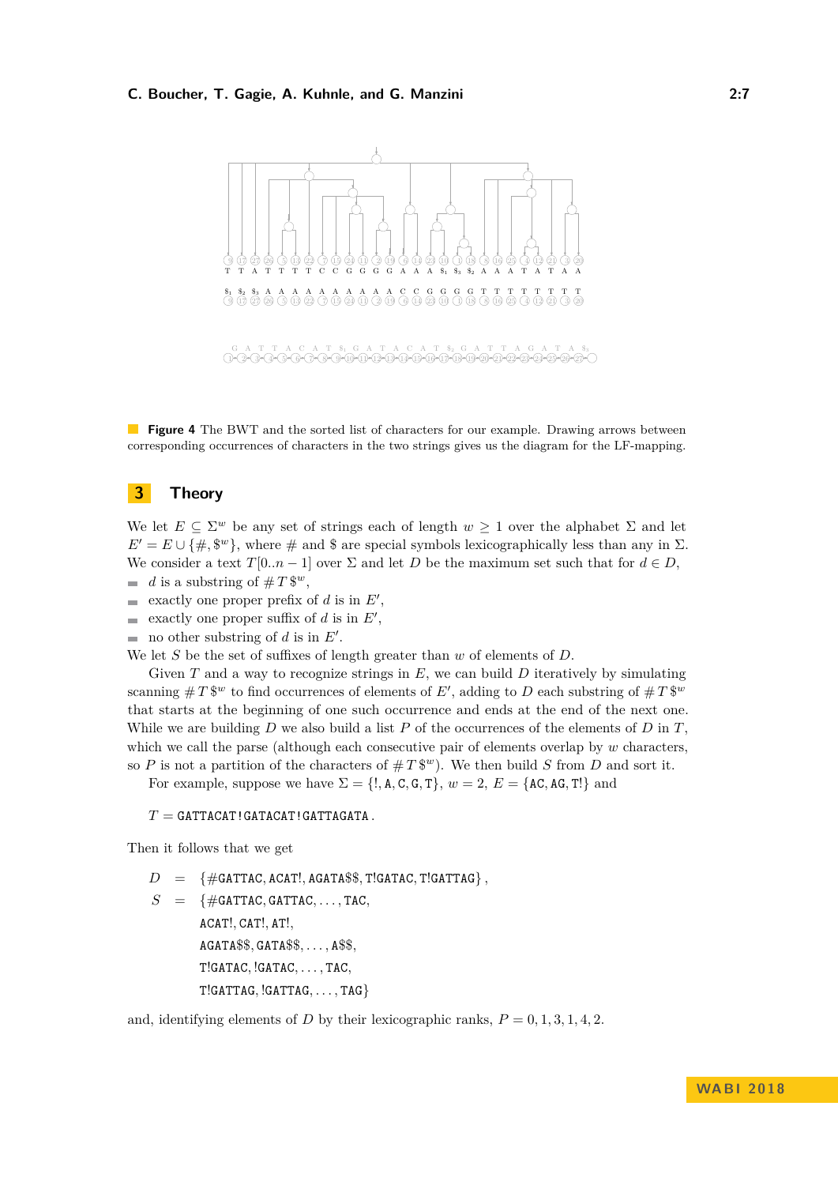**Figure 4** The BWT and the sorted list of characters for our example. Drawing arrows between corresponding occurrences of characters in the two strings gives us the diagram for the LF-mapping.

## 3 Theory

We let $E \subseteq \Sigma^w$ be any set of strings each of length $w \geq 1$ over the alphabet $\Sigma$ and let $E' = E \cup \{\#, \$^w\}$, where $\#$ and $\$$ are special symbols lexicographically less than any in $\Sigma$. We consider a text $T[0..n-1]$ over $\Sigma$ and let $D$ be the maximum set such that for $d \in D$,

- $d$ is a substring of $\# T \$^w$,
- exactly one proper prefix of $d$ is in $E'$,
- exactly one proper suffix of $d$ is in $E'$,
- no other substring of $d$ is in $E'$.

We let $S$ be the set of suffixes of length greater than $w$ of elements of $D$.

Given $T$ and a way to recognize strings in $E$, we can build $D$ iteratively by simulating scanning $\# T \$^w$ to find occurrences of elements of $E'$, adding to $D$ each substring of $\# T \$^w$ that starts at the beginning of one such occurrence and ends at the end of the next one. While we are building $D$ we also build a list $P$ of the occurrences of the elements of $D$ in $T$, which we call the parse (although each consecutive pair of elements overlap by $w$ characters, so $P$ is not a partition of the characters of $\# T \$^w$). We then build $S$ from $D$ and sort it.

For example, suppose we have $\Sigma = \{\texttt{!}, \texttt{A}, \texttt{C}, \texttt{G}, \texttt{T}\}$, $w = 2$, $E = \{\texttt{AC}, \texttt{AG}, \texttt{T!}\}$ and

$$T = \texttt{GATTACAT!GATACAT!GATTAGATA}\,.$$

Then it follows that we get

$$\begin{aligned}
D &= \{\texttt{\#GATTAC}, \texttt{ACAT!}, \texttt{AGATA\$\$}, \texttt{T!GATAC}, \texttt{T!GATTAG}\}\,, \\
S &= \{\texttt{\#GATTAC}, \texttt{GATTAC}, \ldots, \texttt{TAC}, \\
&\quad\ \texttt{ACAT!}, \texttt{CAT!}, \texttt{AT!}, \\
&\quad\ \texttt{AGATA\$\$}, \texttt{GATA\$\$}, \ldots, \texttt{A\$\$}, \\
&\quad\ \texttt{T!GATAC}, \texttt{!GATAC}, \ldots, \texttt{TAC}, \\
&\quad\ \texttt{T!GATTAG}, \texttt{!GATTAG}, \ldots, \texttt{TAG}\}
\end{aligned}$$

and, identifying elements of $D$ by their lexicographic ranks, $P = 0, 1, 3, 1, 4, 2$.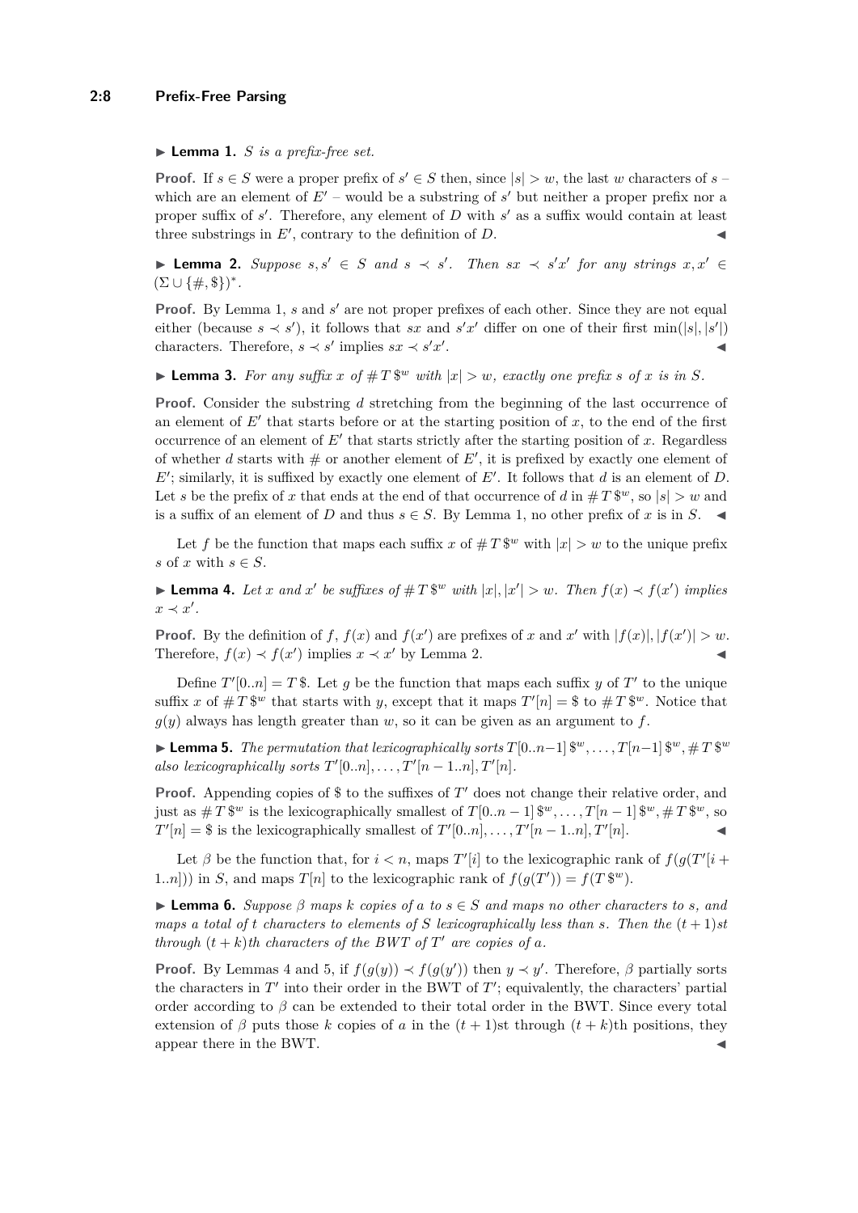▶ **Lemma 1.** *$S$ is a prefix-free set.*

**Proof.** If $s \in S$ were a proper prefix of $s' \in S$ then, since $|s| > w$, the last $w$ characters of $s$ – which are an element of $E'$ – would be a substring of $s'$ but neither a proper prefix nor a proper suffix of $s'$. Therefore, any element of $D$ with $s'$ as a suffix would contain at least three substrings in $E'$, contrary to the definition of $D$. ◀

▶ **Lemma 2.** *Suppose $s, s' \in S$ and $s \prec s'$. Then $sx \prec s'x'$ for any strings $x, x' \in (\Sigma \cup \{\#, \$\})^*$.*

**Proof.** By Lemma 1, $s$ and $s'$ are not proper prefixes of each other. Since they are not equal either (because $s \prec s'$), it follows that $sx$ and $s'x'$ differ on one of their first $\min(|s|, |s'|)$ characters. Therefore, $s \prec s'$ implies $sx \prec s'x'$. ◀

▶ **Lemma 3.** *For any suffix $x$ of $\# T \$^w$ with $|x| > w$, exactly one prefix $s$ of $x$ is in $S$.*

**Proof.** Consider the substring $d$ stretching from the beginning of the last occurrence of an element of $E'$ that starts before or at the starting position of $x$, to the end of the first occurrence of an element of $E'$ that starts strictly after the starting position of $x$. Regardless of whether $d$ starts with $\#$ or another element of $E'$, it is prefixed by exactly one element of $E'$; similarly, it is suffixed by exactly one element of $E'$. It follows that $d$ is an element of $D$. Let $s$ be the prefix of $x$ that ends at the end of that occurrence of $d$ in $\# T \$^w$, so $|s| > w$ and is a suffix of an element of $D$ and thus $s \in S$. By Lemma 1, no other prefix of $x$ is in $S$. ◀

Let $f$ be the function that maps each suffix $x$ of $\# T \$^w$ with $|x| > w$ to the unique prefix $s$ of $x$ with $s \in S$.

▶ **Lemma 4.** *Let $x$ and $x'$ be suffixes of $\# T \$^w$ with $|x|, |x'| > w$. Then $f(x) \prec f(x')$ implies $x \prec x'$.*

**Proof.** By the definition of $f$, $f(x)$ and $f(x')$ are prefixes of $x$ and $x'$ with $|f(x)|, |f(x')| > w$. Therefore, $f(x) \prec f(x')$ implies $x \prec x'$ by Lemma 2. ◀

Define $T'[0..n] = T\,\$$. Let $g$ be the function that maps each suffix $y$ of $T'$ to the unique suffix $x$ of $\# T \$^w$ that starts with $y$, except that it maps $T'[n] = \$$ to $\# T \$^w$. Notice that $g(y)$ always has length greater than $w$, so it can be given as an argument to $f$.

▶ **Lemma 5.** *The permutation that lexicographically sorts $T[0..n-1]\,\$^w, \ldots, T[n-1]\,\$^w, \# T \$^w$ also lexicographically sorts $T'[0..n], \ldots, T'[n-1..n], T'[n]$.*

**Proof.** Appending copies of $\$$ to the suffixes of $T'$ does not change their relative order, and just as $\# T \$^w$ is the lexicographically smallest of $T[0..n-1]\,\$^w, \ldots, T[n-1]\,\$^w, \# T \$^w$, so $T'[n] = \$$ is the lexicographically smallest of $T'[0..n], \ldots, T'[n-1..n], T'[n]$. ◀

Let $\beta$ be the function that, for $i < n$, maps $T'[i]$ to the lexicographic rank of $f(g(T'[i+1..n]))$ in $S$, and maps $T[n]$ to the lexicographic rank of $f(g(T')) = f(T \$^w)$.

▶ **Lemma 6.** *Suppose $\beta$ maps $k$ copies of $a$ to $s \in S$ and maps no other characters to $s$, and maps a total of $t$ characters to elements of $S$ lexicographically less than $s$. Then the $(t+1)$st through $(t+k)$th characters of the BWT of $T'$ are copies of $a$.*

**Proof.** By Lemmas 4 and 5, if $f(g(y)) \prec f(g(y'))$ then $y \prec y'$. Therefore, $\beta$ partially sorts the characters in $T'$ into their order in the BWT of $T'$; equivalently, the characters' partial order according to $\beta$ can be extended to their total order in the BWT. Since every total extension of $\beta$ puts those $k$ copies of $a$ in the $(t+1)$st through $(t+k)$th positions, they appear there in the BWT. ◀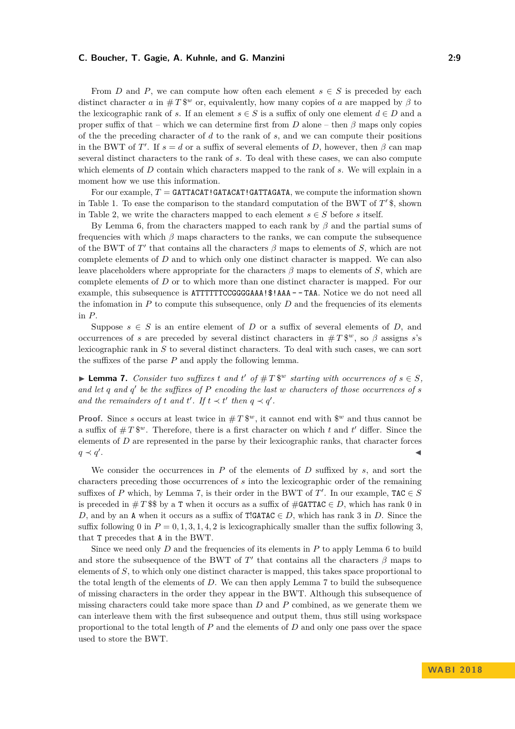From $D$ and $P$, we can compute how often each element $s \in S$ is preceded by each distinct character $a$ in $\# T \$^w$ or, equivalently, how many copies of $a$ are mapped by $\beta$ to the lexicographic rank of $s$. If an element $s \in S$ is a suffix of only one element $d \in D$ and a proper suffix of that – which we can determine first from $D$ alone – then $\beta$ maps only copies of the the preceding character of $d$ to the rank of $s$, and we can compute their positions in the BWT of $T'$. If $s = d$ or a suffix of several elements of $D$, however, then $\beta$ can map several distinct characters to the rank of $s$. To deal with these cases, we can also compute which elements of $D$ contain which characters mapped to the rank of $s$. We will explain in a moment how we use this information.

For our example, $T =$ `GATTACAT!GATACAT!GATTAGATA`, we compute the information shown in Table 1. To ease the comparison to the standard computation of the BWT of $T'\$$, shown in Table 2, we write the characters mapped to each element $s \in S$ before $s$ itself.

By Lemma 6, from the characters mapped to each rank by $\beta$ and the partial sums of frequencies with which $\beta$ maps characters to the ranks, we can compute the subsequence of the BWT of $T'$ that contains all the characters $\beta$ maps to elements of $S$, which are not complete elements of $D$ and to which only one distinct character is mapped. We can also leave placeholders where appropriate for the characters $\beta$ maps to elements of $S$, which are complete elements of $D$ or to which more than one distinct character is mapped. For our example, this subsequence is `ATTTTTTCCGGGGAAA!$!AAA--TAA`. Notice we do not need all the infomation in $P$ to compute this subsequence, only $D$ and the frequencies of its elements in $P$.

Suppose $s \in S$ is an entire element of $D$ or a suffix of several elements of $D$, and occurrences of $s$ are preceded by several distinct characters in $\# T \$^w$, so $\beta$ assigns $s$'s lexicographic rank in $S$ to several distinct characters. To deal with such cases, we can sort the suffixes of the parse $P$ and apply the following lemma.

▶ **Lemma 7.** *Consider two suffixes $t$ and $t'$ of $\# T \$^w$ starting with occurrences of $s \in S$, and let $q$ and $q'$ be the suffixes of $P$ encoding the last $w$ characters of those occurrences of $s$ and the remainders of $t$ and $t'$. If $t \prec t'$ then $q \prec q'$.*

**Proof.** Since $s$ occurs at least twice in $\# T \$^w$, it cannot end with $\$^w$ and thus cannot be a suffix of $\# T \$^w$. Therefore, there is a first character on which $t$ and $t'$ differ. Since the elements of $D$ are represented in the parse by their lexicographic ranks, that character forces $q \prec q'$. ◀

We consider the occurrences in $P$ of the elements of $D$ suffixed by $s$, and sort the characters preceding those occurrences of $s$ into the lexicographic order of the remaining suffixes of $P$ which, by Lemma 7, is their order in the BWT of $T'$. In our example, `TAC` $\in S$ is preceded in $\# T \$\$$ by a `T` when it occurs as a suffix of `#GATTAC` $\in D$, which has rank 0 in $D$, and by an `A` when it occurs as a suffix of `T!GATAC` $\in D$, which has rank 3 in $D$. Since the suffix following 0 in $P = 0, 1, 3, 1, 4, 2$ is lexicographically smaller than the suffix following 3, that `T` precedes that `A` in the BWT.

Since we need only $D$ and the frequencies of its elements in $P$ to apply Lemma 6 to build and store the subsequence of the BWT of $T'$ that contains all the characters $\beta$ maps to elements of $S$, to which only one distinct character is mapped, this takes space proportional to the total length of the elements of $D$. We can then apply Lemma 7 to build the subsequence of missing characters in the order they appear in the BWT. Although this subsequence of missing characters could take more space than $D$ and $P$ combined, as we generate them we can interleave them with the first subsequence and output them, thus still using workspace proportional to the total length of $P$ and the elements of $D$ and only one pass over the space used to store the BWT.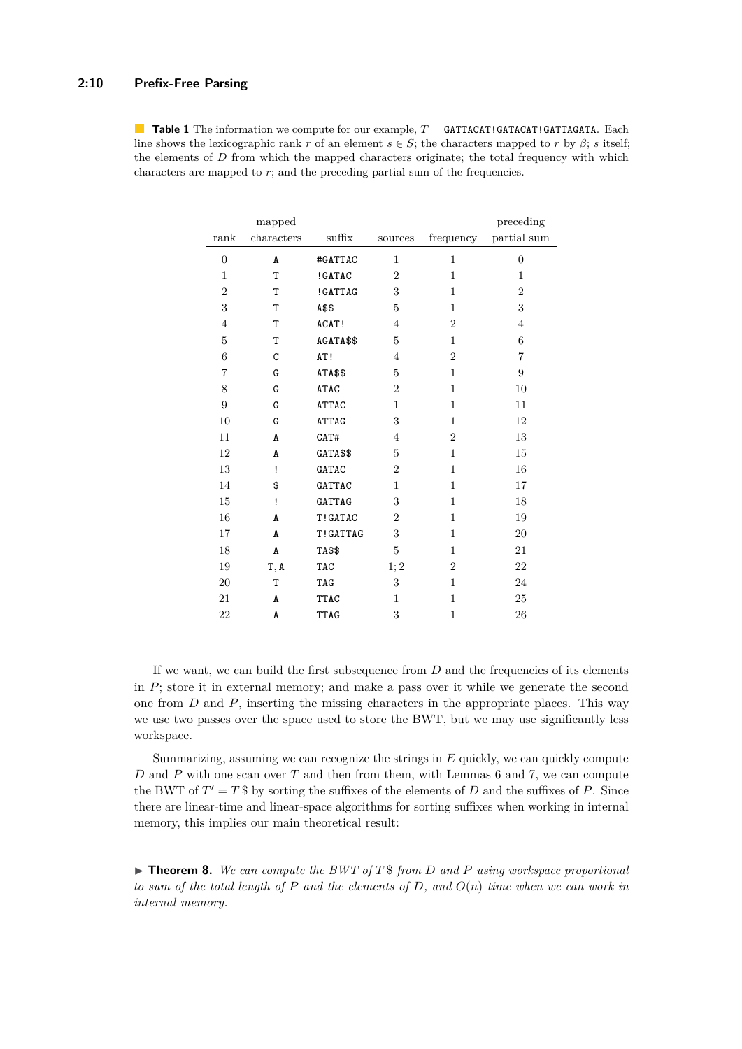**Table 1** The information we compute for our example, $T =$ `GATTACAT!GATACAT!GATTAGATA`. Each line shows the lexicographic rank $r$ of an element $s \in S$; the characters mapped to $r$ by $\beta$; $s$ itself; the elements of $D$ from which the mapped characters originate; the total frequency with which characters are mapped to $r$; and the preceding partial sum of the frequencies.

| rank | mapped characters | suffix | sources | frequency | preceding partial sum |
|---|---|---|---|---|---|
| 0 | A | #GATTAC | 1 | 1 | 0 |
| 1 | T | !GATAC | 2 | 1 | 1 |
| 2 | T | !GATTAG | 3 | 1 | 2 |
| 3 | T | A$$ | 5 | 1 | 3 |
| 4 | T | ACAT! | 4 | 2 | 4 |
| 5 | T | AGATA$$ | 5 | 1 | 6 |
| 6 | C | AT! | 4 | 2 | 7 |
| 7 | G | ATA$$ | 5 | 1 | 9 |
| 8 | G | ATAC | 2 | 1 | 10 |
| 9 | G | ATTAC | 1 | 1 | 11 |
| 10 | G | ATTAG | 3 | 1 | 12 |
| 11 | A | CAT# | 4 | 2 | 13 |
| 12 | A | GATA$$ | 5 | 1 | 15 |
| 13 | ! | GATAC | 2 | 1 | 16 |
| 14 | $ | GATTAC | 1 | 1 | 17 |
| 15 | ! | GATTAG | 3 | 1 | 18 |
| 16 | A | T!GATAC | 2 | 1 | 19 |
| 17 | A | T!GATTAG | 3 | 1 | 20 |
| 18 | A | TA$$ | 5 | 1 | 21 |
| 19 | T, A | TAC | 1; 2 | 2 | 22 |
| 20 | T | TAG | 3 | 1 | 24 |
| 21 | A | TTAC | 1 | 1 | 25 |
| 22 | A | TTAG | 3 | 1 | 26 |

If we want, we can build the first subsequence from $D$ and the frequencies of its elements in $P$; store it in external memory; and make a pass over it while we generate the second one from $D$ and $P$, inserting the missing characters in the appropriate places. This way we use two passes over the space used to store the BWT, but we may use significantly less workspace.

Summarizing, assuming we can recognize the strings in $E$ quickly, we can quickly compute $D$ and $P$ with one scan over $T$ and then from them, with Lemmas 6 and 7, we can compute the BWT of $T' = T\,\$$ by sorting the suffixes of the elements of $D$ and the suffixes of $P$. Since there are linear-time and linear-space algorithms for sorting suffixes when working in internal memory, this implies our main theoretical result:

▶ **Theorem 8.** *We can compute the BWT of $T\,\$$ from $D$ and $P$ using workspace proportional to sum of the total length of $P$ and the elements of $D$, and $O(n)$ time when we can work in internal memory.*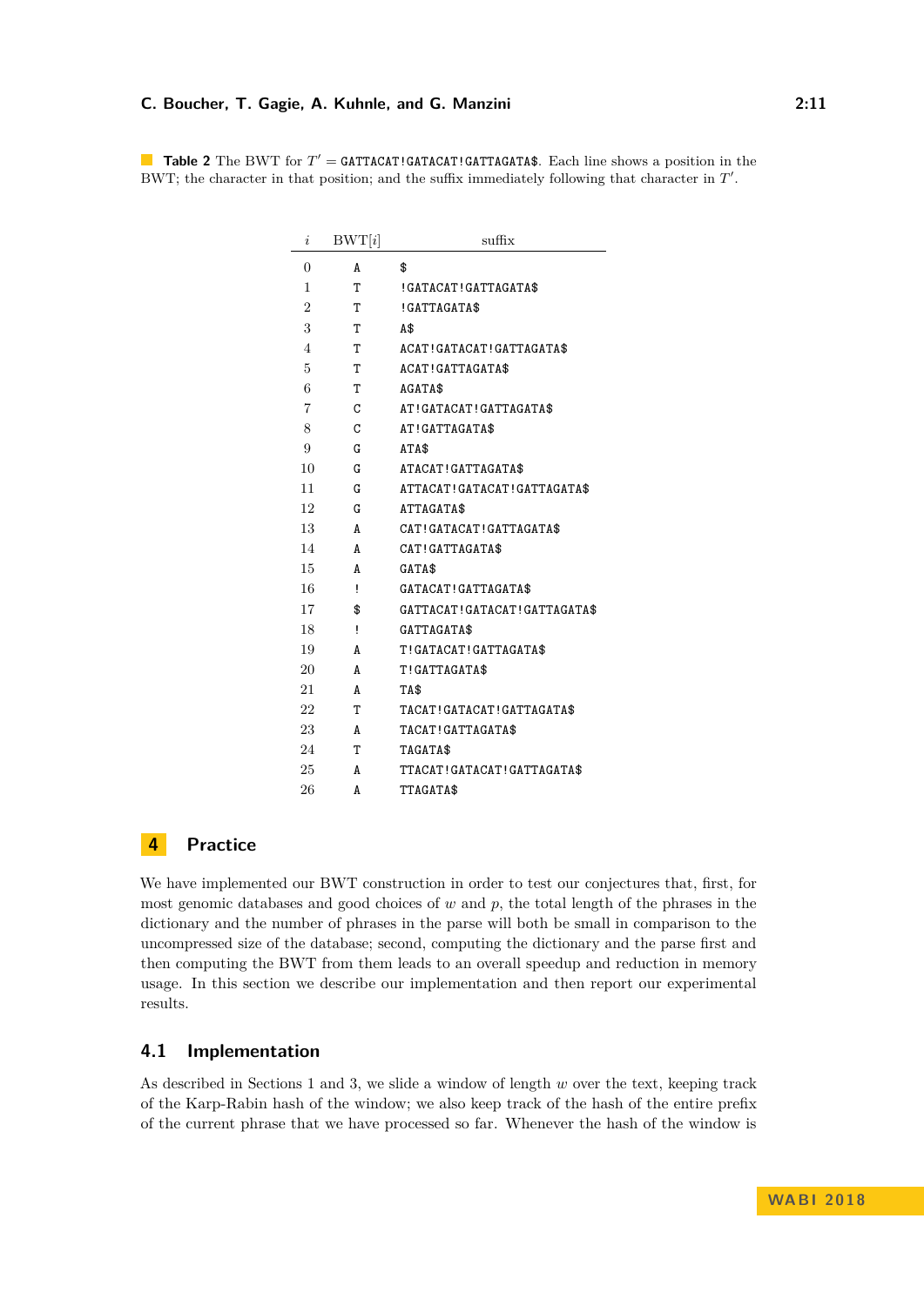**Table 2** The BWT for $T'$ = GATTACAT!GATACAT!GATTAGATA$. Each line shows a position in the BWT; the character in that position; and the suffix immediately following that character in $T'$.

| $i$ | BWT[$i$] | suffix |
|---|---|---|
| 0 | A | $ |
| 1 | T | !GATACAT!GATTAGATA$ |
| 2 | T | !GATTAGATA$ |
| 3 | T | A$ |
| 4 | T | ACAT!GATACAT!GATTAGATA$ |
| 5 | T | ACAT!GATTAGATA$ |
| 6 | T | AGATA$ |
| 7 | C | AT!GATACAT!GATTAGATA$ |
| 8 | C | AT!GATTAGATA$ |
| 9 | G | ATA$ |
| 10 | G | ATACAT!GATTAGATA$ |
| 11 | G | ATTACAT!GATACAT!GATTAGATA$ |
| 12 | G | ATTAGATA$ |
| 13 | A | CAT!GATACAT!GATTAGATA$ |
| 14 | A | CAT!GATTAGATA$ |
| 15 | A | GATA$ |
| 16 | ! | GATACAT!GATTAGATA$ |
| 17 | $ | GATTACAT!GATACAT!GATTAGATA$ |
| 18 | ! | GATTAGATA$ |
| 19 | A | T!GATACAT!GATTAGATA$ |
| 20 | A | T!GATTAGATA$ |
| 21 | A | TA$ |
| 22 | T | TACAT!GATACAT!GATTAGATA$ |
| 23 | A | TACAT!GATTAGATA$ |
| 24 | T | TAGATA$ |
| 25 | A | TTACAT!GATACAT!GATTAGATA$ |
| 26 | A | TTAGATA$ |

# 4 Practice

We have implemented our BWT construction in order to test our conjectures that, first, for most genomic databases and good choices of $w$ and $p$, the total length of the phrases in the dictionary and the number of phrases in the parse will both be small in comparison to the uncompressed size of the database; second, computing the dictionary and the parse first and then computing the BWT from them leads to an overall speedup and reduction in memory usage. In this section we describe our implementation and then report our experimental results.

## 4.1 Implementation

As described in Sections 1 and 3, we slide a window of length $w$ over the text, keeping track of the Karp-Rabin hash of the window; we also keep track of the hash of the entire prefix of the current phrase that we have processed so far. Whenever the hash of the window is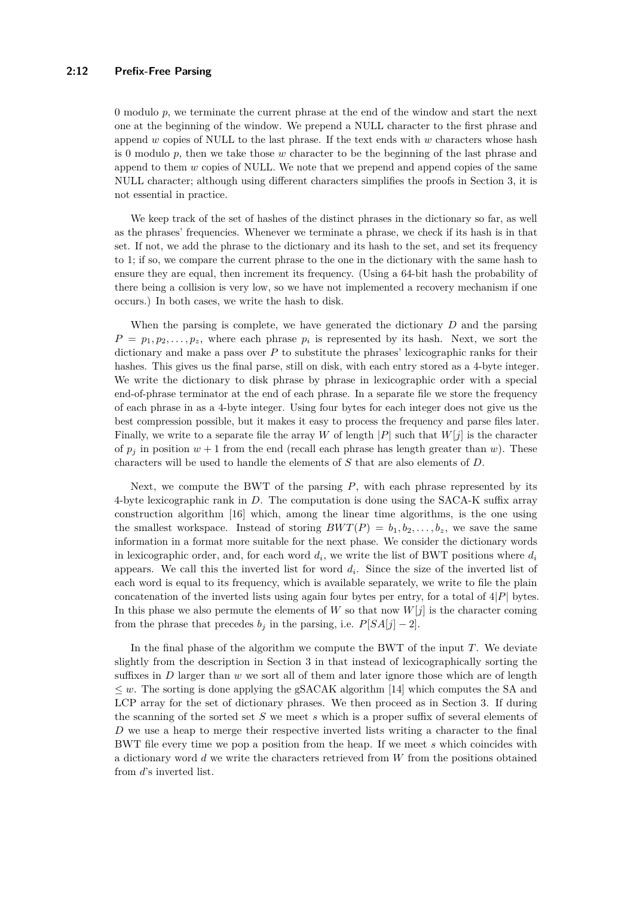0 modulo $p$, we terminate the current phrase at the end of the window and start the next one at the beginning of the window. We prepend a NULL character to the first phrase and append $w$ copies of NULL to the last phrase. If the text ends with $w$ characters whose hash is 0 modulo $p$, then we take those $w$ character to be the beginning of the last phrase and append to them $w$ copies of NULL. We note that we prepend and append copies of the same NULL character; although using different characters simplifies the proofs in Section 3, it is not essential in practice.

We keep track of the set of hashes of the distinct phrases in the dictionary so far, as well as the phrases' frequencies. Whenever we terminate a phrase, we check if its hash is in that set. If not, we add the phrase to the dictionary and its hash to the set, and set its frequency to 1; if so, we compare the current phrase to the one in the dictionary with the same hash to ensure they are equal, then increment its frequency. (Using a 64-bit hash the probability of there being a collision is very low, so we have not implemented a recovery mechanism if one occurs.) In both cases, we write the hash to disk.

When the parsing is complete, we have generated the dictionary $D$ and the parsing $P = p_1, p_2, \ldots, p_z$, where each phrase $p_i$ is represented by its hash. Next, we sort the dictionary and make a pass over $P$ to substitute the phrases' lexicographic ranks for their hashes. This gives us the final parse, still on disk, with each entry stored as a 4-byte integer. We write the dictionary to disk phrase by phrase in lexicographic order with a special end-of-phrase terminator at the end of each phrase. In a separate file we store the frequency of each phrase in as a 4-byte integer. Using four bytes for each integer does not give us the best compression possible, but it makes it easy to process the frequency and parse files later. Finally, we write to a separate file the array $W$ of length $|P|$ such that $W[j]$ is the character of $p_j$ in position $w+1$ from the end (recall each phrase has length greater than $w$). These characters will be used to handle the elements of $S$ that are also elements of $D$.

Next, we compute the BWT of the parsing $P$, with each phrase represented by its 4-byte lexicographic rank in $D$. The computation is done using the SACA-K suffix array construction algorithm [16] which, among the linear time algorithms, is the one using the smallest workspace. Instead of storing $BWT(P) = b_1, b_2, \ldots, b_z$, we save the same information in a format more suitable for the next phase. We consider the dictionary words in lexicographic order, and, for each word $d_i$, we write the list of BWT positions where $d_i$ appears. We call this the inverted list for word $d_i$. Since the size of the inverted list of each word is equal to its frequency, which is available separately, we write to file the plain concatenation of the inverted lists using again four bytes per entry, for a total of $4|P|$ bytes. In this phase we also permute the elements of $W$ so that now $W[j]$ is the character coming from the phrase that precedes $b_j$ in the parsing, i.e. $P[SA[j]-2]$.

In the final phase of the algorithm we compute the BWT of the input $T$. We deviate slightly from the description in Section 3 in that instead of lexicographically sorting the suffixes in $D$ larger than $w$ we sort all of them and later ignore those which are of length $\leq w$. The sorting is done applying the gSACAK algorithm [14] which computes the SA and LCP array for the set of dictionary phrases. We then proceed as in Section 3. If during the scanning of the sorted set $S$ we meet $s$ which is a proper suffix of several elements of $D$ we use a heap to merge their respective inverted lists writing a character to the final BWT file every time we pop a position from the heap. If we meet $s$ which coincides with a dictionary word $d$ we write the characters retrieved from $W$ from the positions obtained from $d$'s inverted list.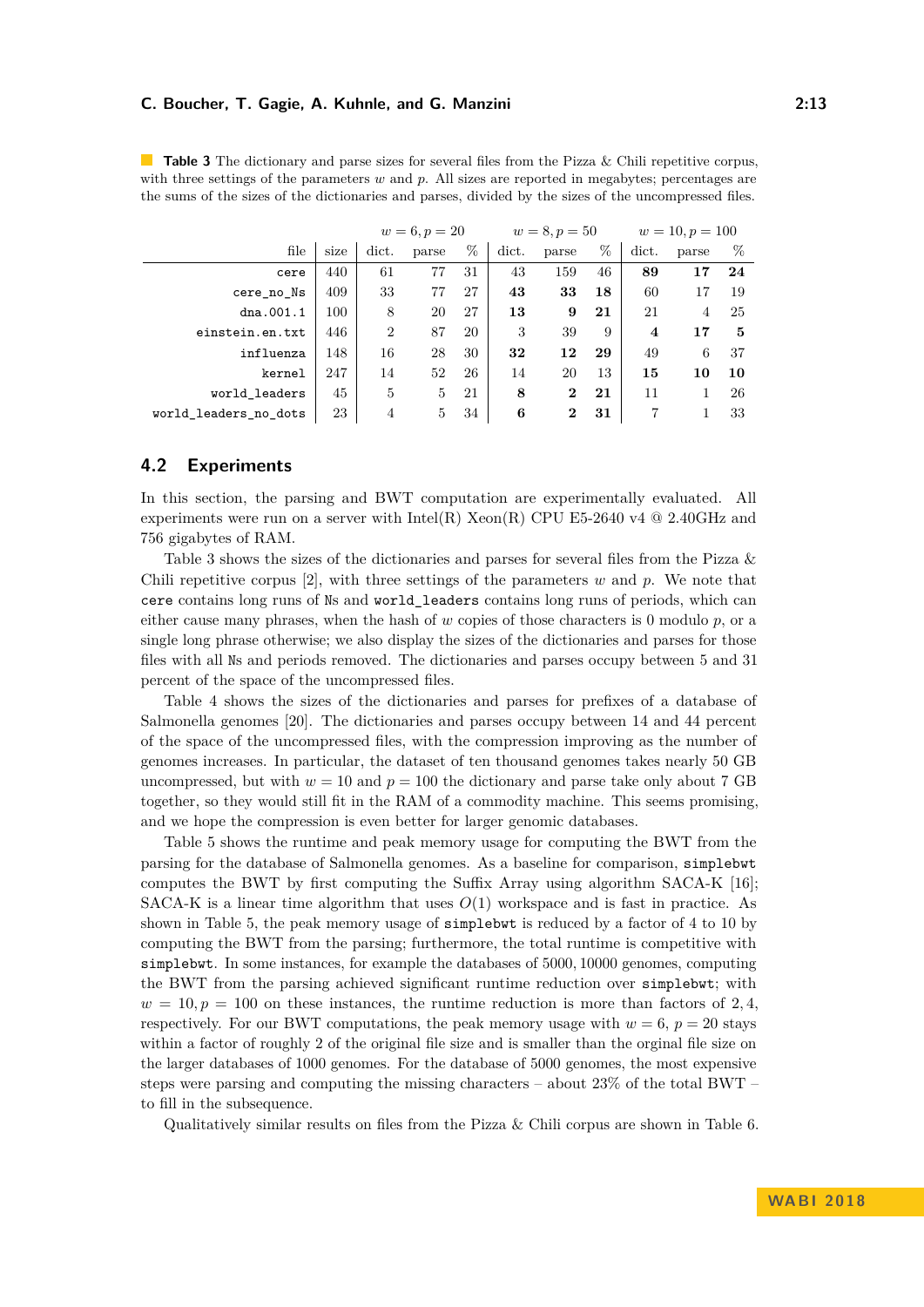**Table 3** The dictionary and parse sizes for several files from the Pizza & Chili repetitive corpus, with three settings of the parameters $w$ and $p$. All sizes are reported in megabytes; percentages are the sums of the sizes of the dictionaries and parses, divided by the sizes of the uncompressed files.

| | | $w = 6, p = 20$ | | | $w = 8, p = 50$ | | | $w = 10, p = 100$ | | |
|---|---|---|---|---|---|---|---|---|---|---|
| file | size | dict. | parse | % | dict. | parse | % | dict. | parse | % |
| `cere` | 440 | 61 | 77 | 31 | 43 | 159 | 46 | **89** | **17** | **24** |
| `cere_no_Ns` | 409 | 33 | 77 | 27 | **43** | **33** | **18** | 60 | 17 | 19 |
| `dna.001.1` | 100 | 8 | 20 | 27 | **13** | **9** | **21** | 21 | 4 | 25 |
| `einstein.en.txt` | 446 | 2 | 87 | 20 | 3 | 39 | 9 | **4** | **17** | **5** |
| `influenza` | 148 | 16 | 28 | 30 | **32** | **12** | **29** | 49 | 6 | 37 |
| `kernel` | 247 | 14 | 52 | 26 | 14 | 20 | 13 | **15** | **10** | **10** |
| `world_leaders` | 45 | 5 | 5 | 21 | **8** | **2** | **21** | 11 | 1 | 26 |
| `world_leaders_no_dots` | 23 | 4 | 5 | 34 | **6** | **2** | **31** | 7 | 1 | 33 |

## 4.2 Experiments

In this section, the parsing and BWT computation are experimentally evaluated. All experiments were run on a server with Intel(R) Xeon(R) CPU E5-2640 v4 @ 2.40GHz and 756 gigabytes of RAM.

Table 3 shows the sizes of the dictionaries and parses for several files from the Pizza & Chili repetitive corpus [2], with three settings of the parameters $w$ and $p$. We note that `cere` contains long runs of `N`s and `world_leaders` contains long runs of periods, which can either cause many phrases, when the hash of $w$ copies of those characters is 0 modulo $p$, or a single long phrase otherwise; we also display the sizes of the dictionaries and parses for those files with all `N`s and periods removed. The dictionaries and parses occupy between 5 and 31 percent of the space of the uncompressed files.

Table 4 shows the sizes of the dictionaries and parses for prefixes of a database of Salmonella genomes [20]. The dictionaries and parses occupy between 14 and 44 percent of the space of the uncompressed files, with the compression improving as the number of genomes increases. In particular, the dataset of ten thousand genomes takes nearly 50 GB uncompressed, but with $w = 10$ and $p = 100$ the dictionary and parse take only about 7 GB together, so they would still fit in the RAM of a commodity machine. This seems promising, and we hope the compression is even better for larger genomic databases.

Table 5 shows the runtime and peak memory usage for computing the BWT from the parsing for the database of Salmonella genomes. As a baseline for comparison, `simplebwt` computes the BWT by first computing the Suffix Array using algorithm SACA-K [16]; SACA-K is a linear time algorithm that uses $O(1)$ workspace and is fast in practice. As shown in Table 5, the peak memory usage of `simplebwt` is reduced by a factor of 4 to 10 by computing the BWT from the parsing; furthermore, the total runtime is competitive with `simplebwt`. In some instances, for example the databases of 5000, 10000 genomes, computing the BWT from the parsing achieved significant runtime reduction over `simplebwt`; with $w = 10, p = 100$ on these instances, the runtime reduction is more than factors of 2, 4, respectively. For our BWT computations, the peak memory usage with $w = 6$, $p = 20$ stays within a factor of roughly 2 of the original file size and is smaller than the orginal file size on the larger databases of 1000 genomes. For the database of 5000 genomes, the most expensive steps were parsing and computing the missing characters – about 23% of the total BWT – to fill in the subsequence.

Qualitatively similar results on files from the Pizza & Chili corpus are shown in Table 6.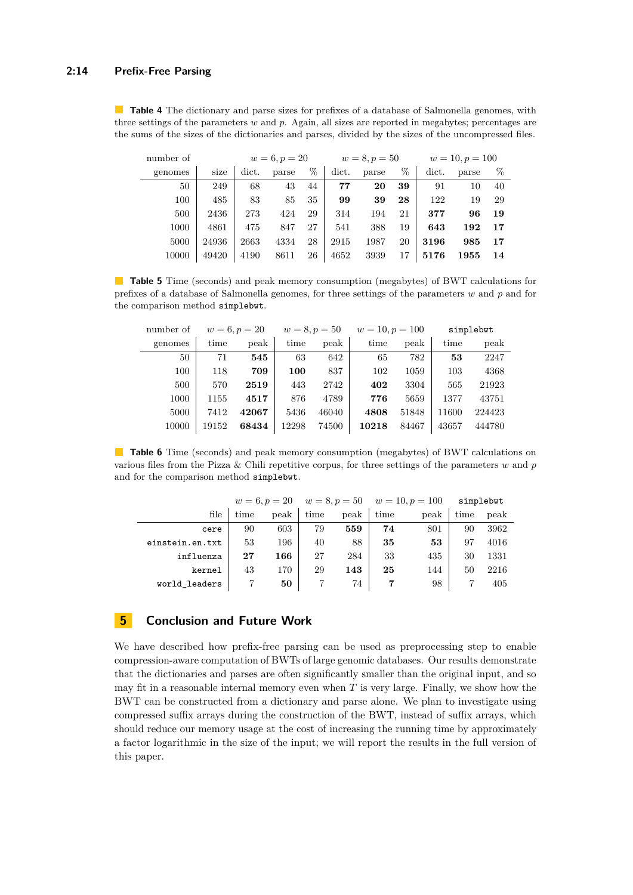**Table 4** The dictionary and parse sizes for prefixes of a database of Salmonella genomes, with three settings of the parameters $w$ and $p$. Again, all sizes are reported in megabytes; percentages are the sums of the sizes of the dictionaries and parses, divided by the sizes of the uncompressed files.

| number of |  | $w = 6, p = 20$ |  |  | $w = 8, p = 50$ |  |  | $w = 10, p = 100$ |  |  |
|---|---|---|---|---|---|---|---|---|---|---|
| genomes | size | dict. | parse | % | dict. | parse | % | dict. | parse | % |
| 50 | 249 | 68 | 43 | 44 | **77** | **20** | **39** | 91 | 10 | 40 |
| 100 | 485 | 83 | 85 | 35 | **99** | **39** | **28** | 122 | 19 | 29 |
| 500 | 2436 | 273 | 424 | 29 | 314 | 194 | 21 | **377** | **96** | **19** |
| 1000 | 4861 | 475 | 847 | 27 | 541 | 388 | 19 | **643** | **192** | **17** |
| 5000 | 24936 | 2663 | 4334 | 28 | 2915 | 1987 | 20 | **3196** | **985** | **17** |
| 10000 | 49420 | 4190 | 8611 | 26 | 4652 | 3939 | 17 | **5176** | **1955** | **14** |

**Table 5** Time (seconds) and peak memory consumption (megabytes) of BWT calculations for prefixes of a database of Salmonella genomes, for three settings of the parameters $w$ and $p$ and for the comparison method `simplebwt`.

| number of | $w = 6, p = 20$ |  | $w = 8, p = 50$ |  | $w = 10, p = 100$ |  | `simplebwt` |  |
|---|---|---|---|---|---|---|---|---|
| genomes | time | peak | time | peak | time | peak | time | peak |
| 50 | 71 | **545** | 63 | 642 | 65 | 782 | **53** | 2247 |
| 100 | 118 | **709** | **100** | 837 | 102 | 1059 | 103 | 4368 |
| 500 | 570 | **2519** | 443 | 2742 | **402** | 3304 | 565 | 21923 |
| 1000 | 1155 | **4517** | 876 | 4789 | **776** | 5659 | 1377 | 43751 |
| 5000 | 7412 | **42067** | 5436 | 46040 | **4808** | 51848 | 11600 | 224423 |
| 10000 | 19152 | **68434** | 12298 | 74500 | **10218** | 84467 | 43657 | 444780 |

**Table 6** Time (seconds) and peak memory consumption (megabytes) of BWT calculations on various files from the Pizza & Chili repetitive corpus, for three settings of the parameters $w$ and $p$ and for the comparison method `simplebwt`.

|  | $w = 6, p = 20$ |  | $w = 8, p = 50$ |  | $w = 10, p = 100$ |  | `simplebwt` |  |
|---|---|---|---|---|---|---|---|---|
| file | time | peak | time | peak | time | peak | time | peak |
| `cere` | 90 | 603 | 79 | **559** | **74** | 801 | 90 | 3962 |
| `einstein.en.txt` | 53 | 196 | 40 | 88 | **35** | **53** | 97 | 4016 |
| `influenza` | **27** | **166** | 27 | 284 | 33 | 435 | 30 | 1331 |
| `kernel` | 43 | 170 | 29 | **143** | **25** | 144 | 50 | 2216 |
| `world_leaders` | 7 | **50** | 7 | 74 | **7** | 98 | 7 | 405 |

## 5 Conclusion and Future Work

We have described how prefix-free parsing can be used as preprocessing step to enable compression-aware computation of BWTs of large genomic databases. Our results demonstrate that the dictionaries and parses are often significantly smaller than the original input, and so may fit in a reasonable internal memory even when $T$ is very large. Finally, we show how the BWT can be constructed from a dictionary and parse alone. We plan to investigate using compressed suffix arrays during the construction of the BWT, instead of suffix arrays, which should reduce our memory usage at the cost of increasing the running time by approximately a factor logarithmic in the size of the input; we will report the results in the full version of this paper.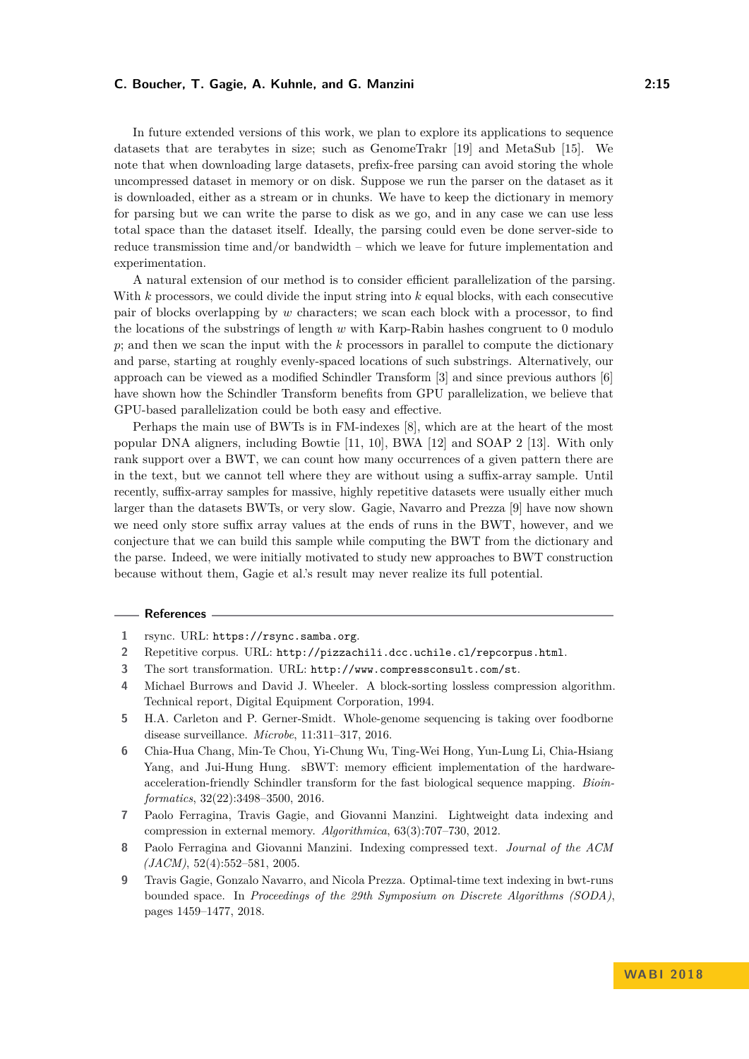In future extended versions of this work, we plan to explore its applications to sequence datasets that are terabytes in size; such as GenomeTrakr [19] and MetaSub [15]. We note that when downloading large datasets, prefix-free parsing can avoid storing the whole uncompressed dataset in memory or on disk. Suppose we run the parser on the dataset as it is downloaded, either as a stream or in chunks. We have to keep the dictionary in memory for parsing but we can write the parse to disk as we go, and in any case we can use less total space than the dataset itself. Ideally, the parsing could even be done server-side to reduce transmission time and/or bandwidth – which we leave for future implementation and experimentation.

A natural extension of our method is to consider efficient parallelization of the parsing. With $k$ processors, we could divide the input string into $k$ equal blocks, with each consecutive pair of blocks overlapping by $w$ characters; we scan each block with a processor, to find the locations of the substrings of length $w$ with Karp-Rabin hashes congruent to 0 modulo $p$; and then we scan the input with the $k$ processors in parallel to compute the dictionary and parse, starting at roughly evenly-spaced locations of such substrings. Alternatively, our approach can be viewed as a modified Schindler Transform [3] and since previous authors [6] have shown how the Schindler Transform benefits from GPU parallelization, we believe that GPU-based parallelization could be both easy and effective.

Perhaps the main use of BWTs is in FM-indexes [8], which are at the heart of the most popular DNA aligners, including Bowtie [11, 10], BWA [12] and SOAP 2 [13]. With only rank support over a BWT, we can count how many occurrences of a given pattern there are in the text, but we cannot tell where they are without using a suffix-array sample. Until recently, suffix-array samples for massive, highly repetitive datasets were usually either much larger than the datasets BWTs, or very slow. Gagie, Navarro and Prezza [9] have now shown we need only store suffix array values at the ends of runs in the BWT, however, and we conjecture that we can build this sample while computing the BWT from the dictionary and the parse. Indeed, we were initially motivated to study new approaches to BWT construction because without them, Gagie et al.'s result may never realize its full potential.

## References

1. rsync. URL: `https://rsync.samba.org`.
2. Repetitive corpus. URL: `http://pizzachili.dcc.uchile.cl/repcorpus.html`.
3. The sort transformation. URL: `http://www.compressconsult.com/st`.
4. Michael Burrows and David J. Wheeler. A block-sorting lossless compression algorithm. Technical report, Digital Equipment Corporation, 1994.
5. H.A. Carleton and P. Gerner-Smidt. Whole-genome sequencing is taking over foodborne disease surveillance. *Microbe*, 11:311–317, 2016.
6. Chia-Hua Chang, Min-Te Chou, Yi-Chung Wu, Ting-Wei Hong, Yun-Lung Li, Chia-Hsiang Yang, and Jui-Hung Hung. sBWT: memory efficient implementation of the hardware-acceleration-friendly Schindler transform for the fast biological sequence mapping. *Bioinformatics*, 32(22):3498–3500, 2016.
7. Paolo Ferragina, Travis Gagie, and Giovanni Manzini. Lightweight data indexing and compression in external memory. *Algorithmica*, 63(3):707–730, 2012.
8. Paolo Ferragina and Giovanni Manzini. Indexing compressed text. *Journal of the ACM (JACM)*, 52(4):552–581, 2005.
9. Travis Gagie, Gonzalo Navarro, and Nicola Prezza. Optimal-time text indexing in bwt-runs bounded space. In *Proceedings of the 29th Symposium on Discrete Algorithms (SODA)*, pages 1459–1477, 2018.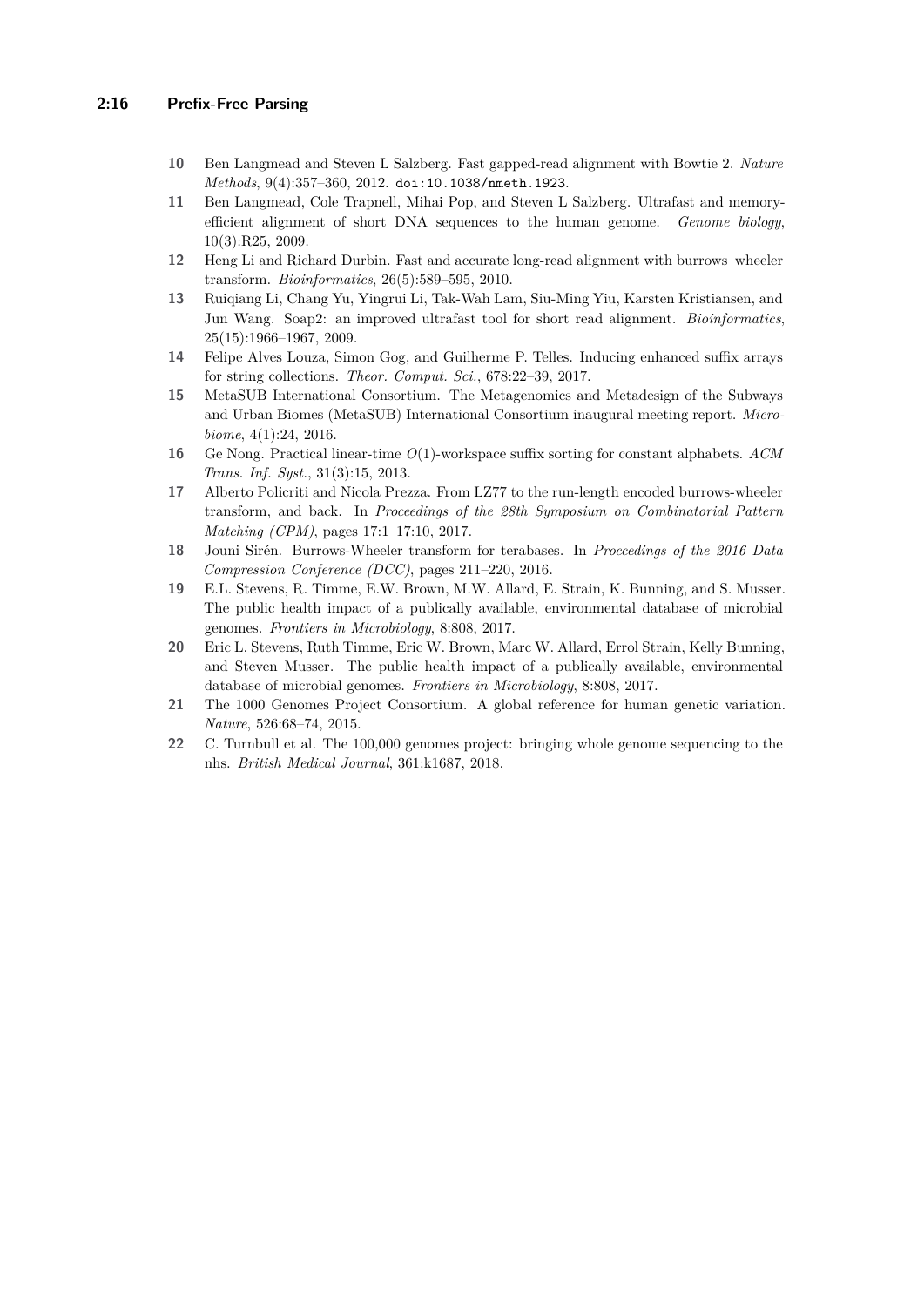10 Ben Langmead and Steven L Salzberg. Fast gapped-read alignment with Bowtie 2. *Nature Methods*, 9(4):357–360, 2012. doi:10.1038/nmeth.1923.

11 Ben Langmead, Cole Trapnell, Mihai Pop, and Steven L Salzberg. Ultrafast and memory-efficient alignment of short DNA sequences to the human genome. *Genome biology*, 10(3):R25, 2009.

12 Heng Li and Richard Durbin. Fast and accurate long-read alignment with burrows–wheeler transform. *Bioinformatics*, 26(5):589–595, 2010.

13 Ruiqiang Li, Chang Yu, Yingrui Li, Tak-Wah Lam, Siu-Ming Yiu, Karsten Kristiansen, and Jun Wang. Soap2: an improved ultrafast tool for short read alignment. *Bioinformatics*, 25(15):1966–1967, 2009.

14 Felipe Alves Louza, Simon Gog, and Guilherme P. Telles. Inducing enhanced suffix arrays for string collections. *Theor. Comput. Sci.*, 678:22–39, 2017.

15 MetaSUB International Consortium. The Metagenomics and Metadesign of the Subways and Urban Biomes (MetaSUB) International Consortium inaugural meeting report. *Microbiome*, 4(1):24, 2016.

16 Ge Nong. Practical linear-time $O(1)$-workspace suffix sorting for constant alphabets. *ACM Trans. Inf. Syst.*, 31(3):15, 2013.

17 Alberto Policriti and Nicola Prezza. From LZ77 to the run-length encoded burrows-wheeler transform, and back. In *Proceedings of the 28th Symposium on Combinatorial Pattern Matching (CPM)*, pages 17:1–17:10, 2017.

18 Jouni Sirén. Burrows-Wheeler transform for terabases. In *Proccedings of the 2016 Data Compression Conference (DCC)*, pages 211–220, 2016.

19 E.L. Stevens, R. Timme, E.W. Brown, M.W. Allard, E. Strain, K. Bunning, and S. Musser. The public health impact of a publically available, environmental database of microbial genomes. *Frontiers in Microbiology*, 8:808, 2017.

20 Eric L. Stevens, Ruth Timme, Eric W. Brown, Marc W. Allard, Errol Strain, Kelly Bunning, and Steven Musser. The public health impact of a publically available, environmental database of microbial genomes. *Frontiers in Microbiology*, 8:808, 2017.

21 The 1000 Genomes Project Consortium. A global reference for human genetic variation. *Nature*, 526:68–74, 2015.

22 C. Turnbull et al. The 100,000 genomes project: bringing whole genome sequencing to the nhs. *British Medical Journal*, 361:k1687, 2018.